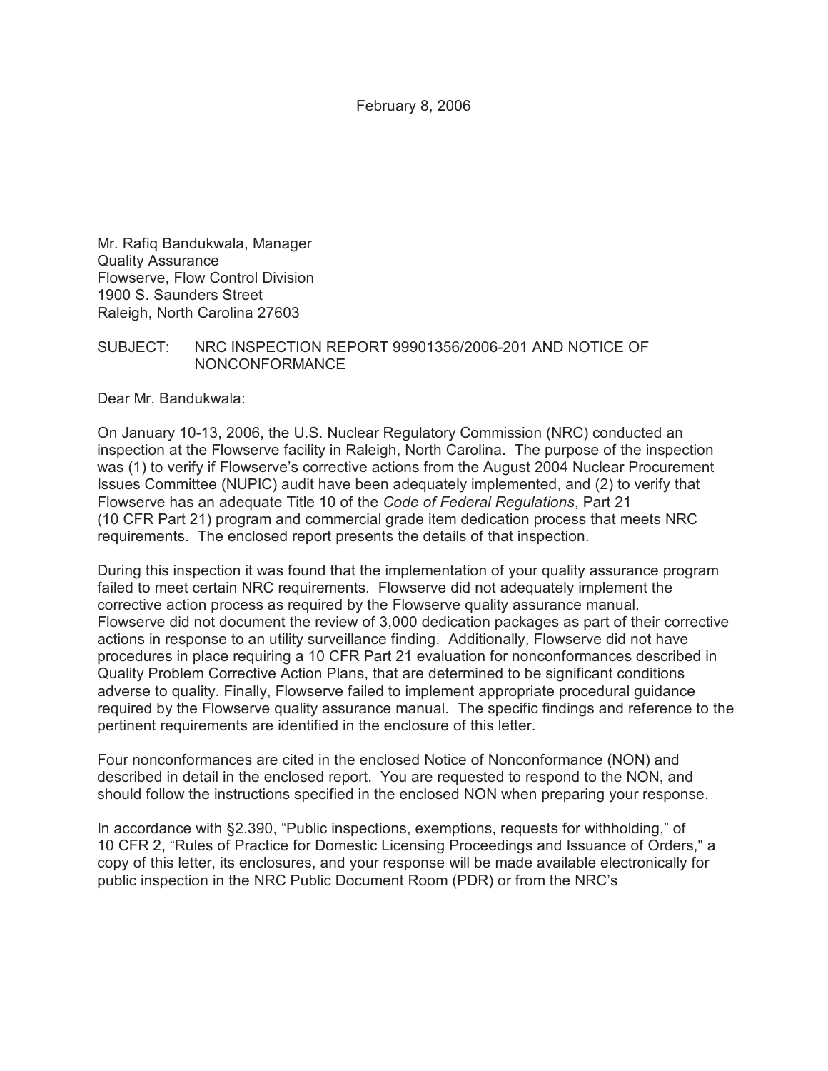February 8, 2006

Mr. Rafiq Bandukwala, Manager
Quality Assurance
Flowserve, Flow Control Division
1900 S. Saunders Street
Raleigh, North Carolina 27603

SUBJECT: NRC INSPECTION REPORT 99901356/2006-201 AND NOTICE OF NONCONFORMANCE

Dear Mr. Bandukwala:

On January 10-13, 2006, the U.S. Nuclear Regulatory Commission (NRC) conducted an inspection at the Flowserve facility in Raleigh, North Carolina. The purpose of the inspection was (1) to verify if Flowserve's corrective actions from the August 2004 Nuclear Procurement Issues Committee (NUPIC) audit have been adequately implemented, and (2) to verify that Flowserve has an adequate Title 10 of the *Code of Federal Regulations*, Part 21 (10 CFR Part 21) program and commercial grade item dedication process that meets NRC requirements. The enclosed report presents the details of that inspection.

During this inspection it was found that the implementation of your quality assurance program failed to meet certain NRC requirements. Flowserve did not adequately implement the corrective action process as required by the Flowserve quality assurance manual. Flowserve did not document the review of 3,000 dedication packages as part of their corrective actions in response to an utility surveillance finding. Additionally, Flowserve did not have procedures in place requiring a 10 CFR Part 21 evaluation for nonconformances described in Quality Problem Corrective Action Plans, that are determined to be significant conditions adverse to quality. Finally, Flowserve failed to implement appropriate procedural guidance required by the Flowserve quality assurance manual. The specific findings and reference to the pertinent requirements are identified in the enclosure of this letter.

Four nonconformances are cited in the enclosed Notice of Nonconformance (NON) and described in detail in the enclosed report. You are requested to respond to the NON, and should follow the instructions specified in the enclosed NON when preparing your response.

In accordance with §2.390, "Public inspections, exemptions, requests for withholding," of 10 CFR 2, "Rules of Practice for Domestic Licensing Proceedings and Issuance of Orders," a copy of this letter, its enclosures, and your response will be made available electronically for public inspection in the NRC Public Document Room (PDR) or from the NRC's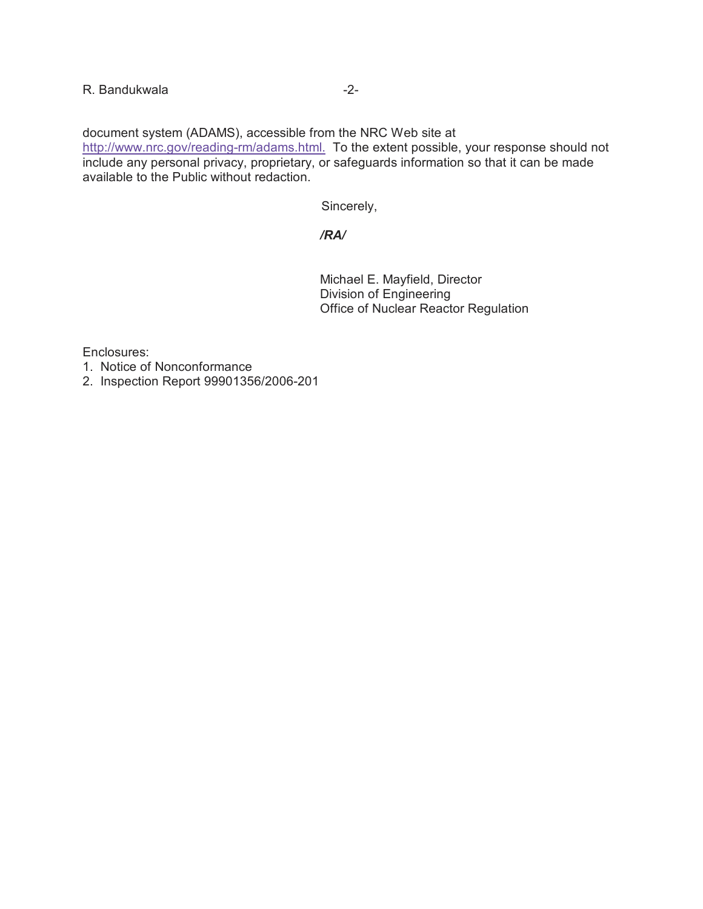document system (ADAMS), accessible from the NRC Web site at http://www.nrc.gov/reading-rm/adams.html. To the extent possible, your response should not include any personal privacy, proprietary, or safeguards information so that it can be made available to the Public without redaction.

Sincerely,

***/RA/***

Michael E. Mayfield, Director
Division of Engineering
Office of Nuclear Reactor Regulation

Enclosures:
1. Notice of Nonconformance
2. Inspection Report 99901356/2006-201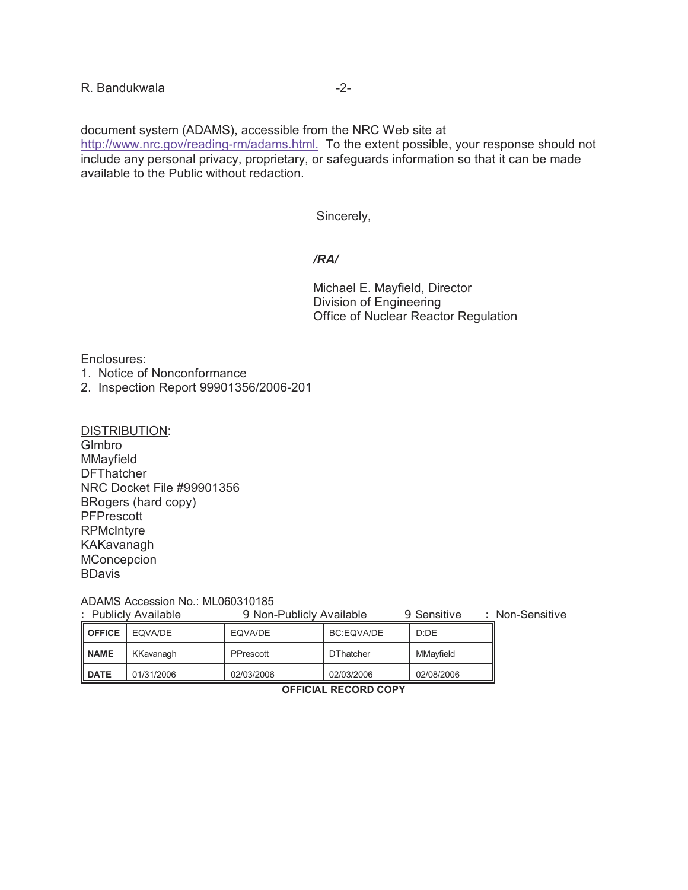document system (ADAMS), accessible from the NRC Web site at http://www.nrc.gov/reading-rm/adams.html. To the extent possible, your response should not include any personal privacy, proprietary, or safeguards information so that it can be made available to the Public without redaction.

Sincerely,

*/RA/*

Michael E. Mayfield, Director
Division of Engineering
Office of Nuclear Reactor Regulation

Enclosures:
1. Notice of Nonconformance
2. Inspection Report 99901356/2006-201

DISTRIBUTION:
GImbro
MMayfield
DFThatcher
NRC Docket File #99901356
BRogers (hard copy)
PFPrescott
RPMcIntyre
KAKavanagh
MConcepcion
BDavis

ADAMS Accession No.: ML060310185

: Publicly Available    9 Non-Publicly Available    9 Sensitive    : Non-Sensitive

| OFFICE | EQVA/DE | EQVA/DE | BC:EQVA/DE | D:DE |
|---|---|---|---|---|
| NAME | KKavanagh | PPrescott | DThatcher | MMayfield |
| DATE | 01/31/2006 | 02/03/2006 | 02/03/2006 | 02/08/2006 |

**OFFICIAL RECORD COPY**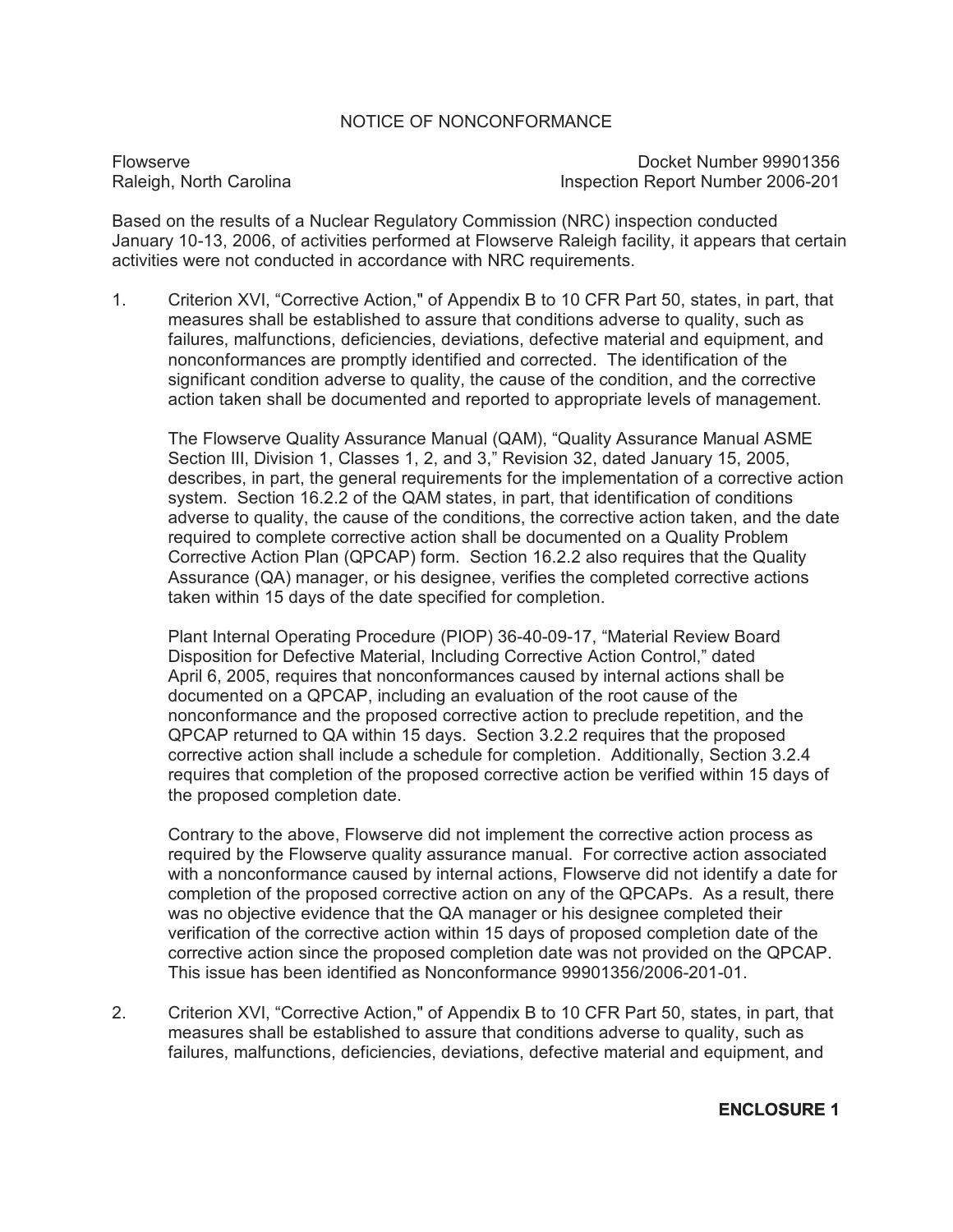NOTICE OF NONCONFORMANCE

Flowserve
Raleigh, North Carolina

Docket Number 99901356
Inspection Report Number 2006-201

Based on the results of a Nuclear Regulatory Commission (NRC) inspection conducted January 10-13, 2006, of activities performed at Flowserve Raleigh facility, it appears that certain activities were not conducted in accordance with NRC requirements.

1. Criterion XVI, "Corrective Action," of Appendix B to 10 CFR Part 50, states, in part, that measures shall be established to assure that conditions adverse to quality, such as failures, malfunctions, deficiencies, deviations, defective material and equipment, and nonconformances are promptly identified and corrected. The identification of the significant condition adverse to quality, the cause of the condition, and the corrective action taken shall be documented and reported to appropriate levels of management.

   The Flowserve Quality Assurance Manual (QAM), "Quality Assurance Manual ASME Section III, Division 1, Classes 1, 2, and 3," Revision 32, dated January 15, 2005, describes, in part, the general requirements for the implementation of a corrective action system. Section 16.2.2 of the QAM states, in part, that identification of conditions adverse to quality, the cause of the conditions, the corrective action taken, and the date required to complete corrective action shall be documented on a Quality Problem Corrective Action Plan (QPCAP) form. Section 16.2.2 also requires that the Quality Assurance (QA) manager, or his designee, verifies the completed corrective actions taken within 15 days of the date specified for completion.

   Plant Internal Operating Procedure (PIOP) 36-40-09-17, "Material Review Board Disposition for Defective Material, Including Corrective Action Control," dated April 6, 2005, requires that nonconformances caused by internal actions shall be documented on a QPCAP, including an evaluation of the root cause of the nonconformance and the proposed corrective action to preclude repetition, and the QPCAP returned to QA within 15 days. Section 3.2.2 requires that the proposed corrective action shall include a schedule for completion. Additionally, Section 3.2.4 requires that completion of the proposed corrective action be verified within 15 days of the proposed completion date.

   Contrary to the above, Flowserve did not implement the corrective action process as required by the Flowserve quality assurance manual. For corrective action associated with a nonconformance caused by internal actions, Flowserve did not identify a date for completion of the proposed corrective action on any of the QPCAPs. As a result, there was no objective evidence that the QA manager or his designee completed their verification of the corrective action within 15 days of proposed completion date of the corrective action since the proposed completion date was not provided on the QPCAP. This issue has been identified as Nonconformance 99901356/2006-201-01.

2. Criterion XVI, "Corrective Action," of Appendix B to 10 CFR Part 50, states, in part, that measures shall be established to assure that conditions adverse to quality, such as failures, malfunctions, deficiencies, deviations, defective material and equipment, and

**ENCLOSURE 1**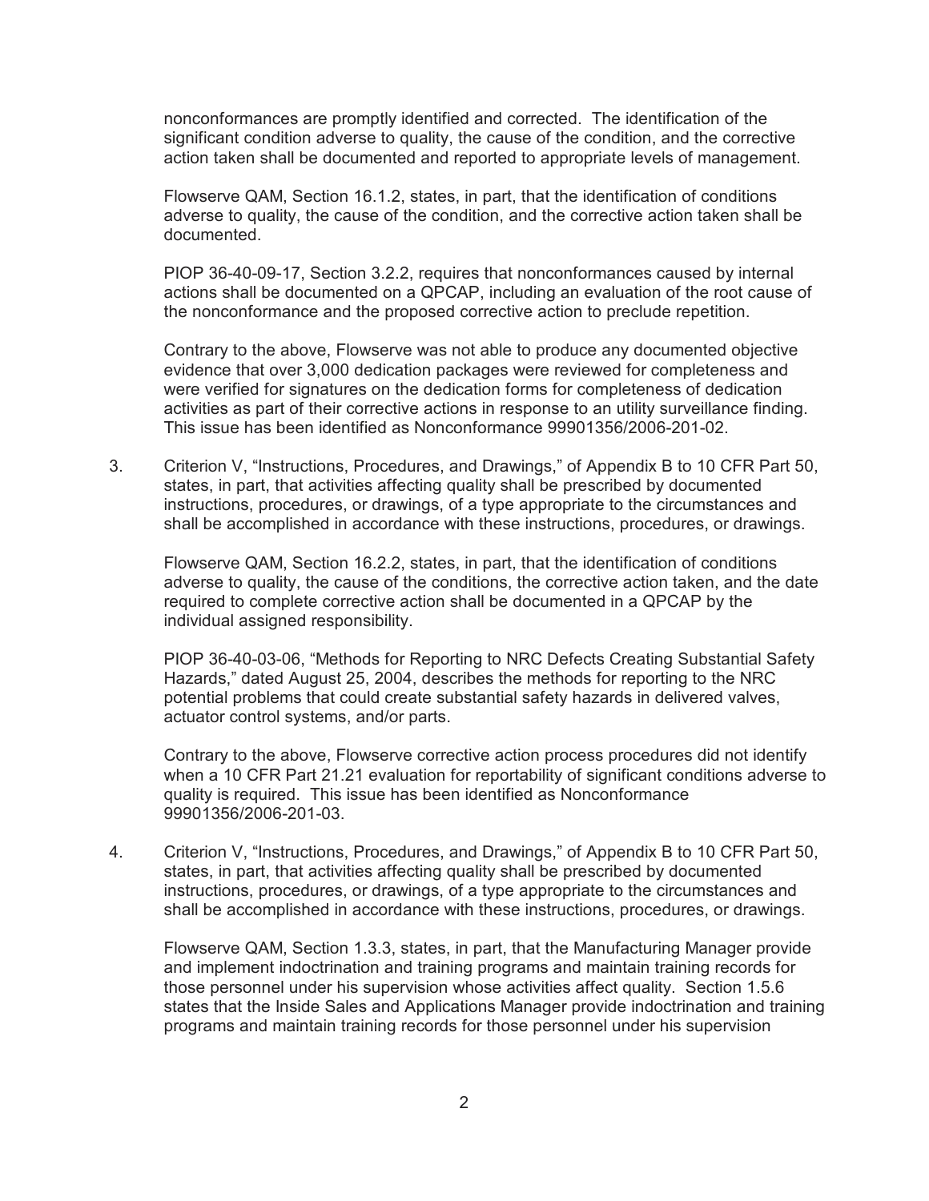nonconformances are promptly identified and corrected. The identification of the significant condition adverse to quality, the cause of the condition, and the corrective action taken shall be documented and reported to appropriate levels of management.

Flowserve QAM, Section 16.1.2, states, in part, that the identification of conditions adverse to quality, the cause of the condition, and the corrective action taken shall be documented.

PIOP 36-40-09-17, Section 3.2.2, requires that nonconformances caused by internal actions shall be documented on a QPCAP, including an evaluation of the root cause of the nonconformance and the proposed corrective action to preclude repetition.

Contrary to the above, Flowserve was not able to produce any documented objective evidence that over 3,000 dedication packages were reviewed for completeness and were verified for signatures on the dedication forms for completeness of dedication activities as part of their corrective actions in response to an utility surveillance finding. This issue has been identified as Nonconformance 99901356/2006-201-02.

3. Criterion V, "Instructions, Procedures, and Drawings," of Appendix B to 10 CFR Part 50, states, in part, that activities affecting quality shall be prescribed by documented instructions, procedures, or drawings, of a type appropriate to the circumstances and shall be accomplished in accordance with these instructions, procedures, or drawings.

   Flowserve QAM, Section 16.2.2, states, in part, that the identification of conditions adverse to quality, the cause of the conditions, the corrective action taken, and the date required to complete corrective action shall be documented in a QPCAP by the individual assigned responsibility.

   PIOP 36-40-03-06, "Methods for Reporting to NRC Defects Creating Substantial Safety Hazards," dated August 25, 2004, describes the methods for reporting to the NRC potential problems that could create substantial safety hazards in delivered valves, actuator control systems, and/or parts.

   Contrary to the above, Flowserve corrective action process procedures did not identify when a 10 CFR Part 21.21 evaluation for reportability of significant conditions adverse to quality is required. This issue has been identified as Nonconformance 99901356/2006-201-03.

4. Criterion V, "Instructions, Procedures, and Drawings," of Appendix B to 10 CFR Part 50, states, in part, that activities affecting quality shall be prescribed by documented instructions, procedures, or drawings, of a type appropriate to the circumstances and shall be accomplished in accordance with these instructions, procedures, or drawings.

   Flowserve QAM, Section 1.3.3, states, in part, that the Manufacturing Manager provide and implement indoctrination and training programs and maintain training records for those personnel under his supervision whose activities affect quality. Section 1.5.6 states that the Inside Sales and Applications Manager provide indoctrination and training programs and maintain training records for those personnel under his supervision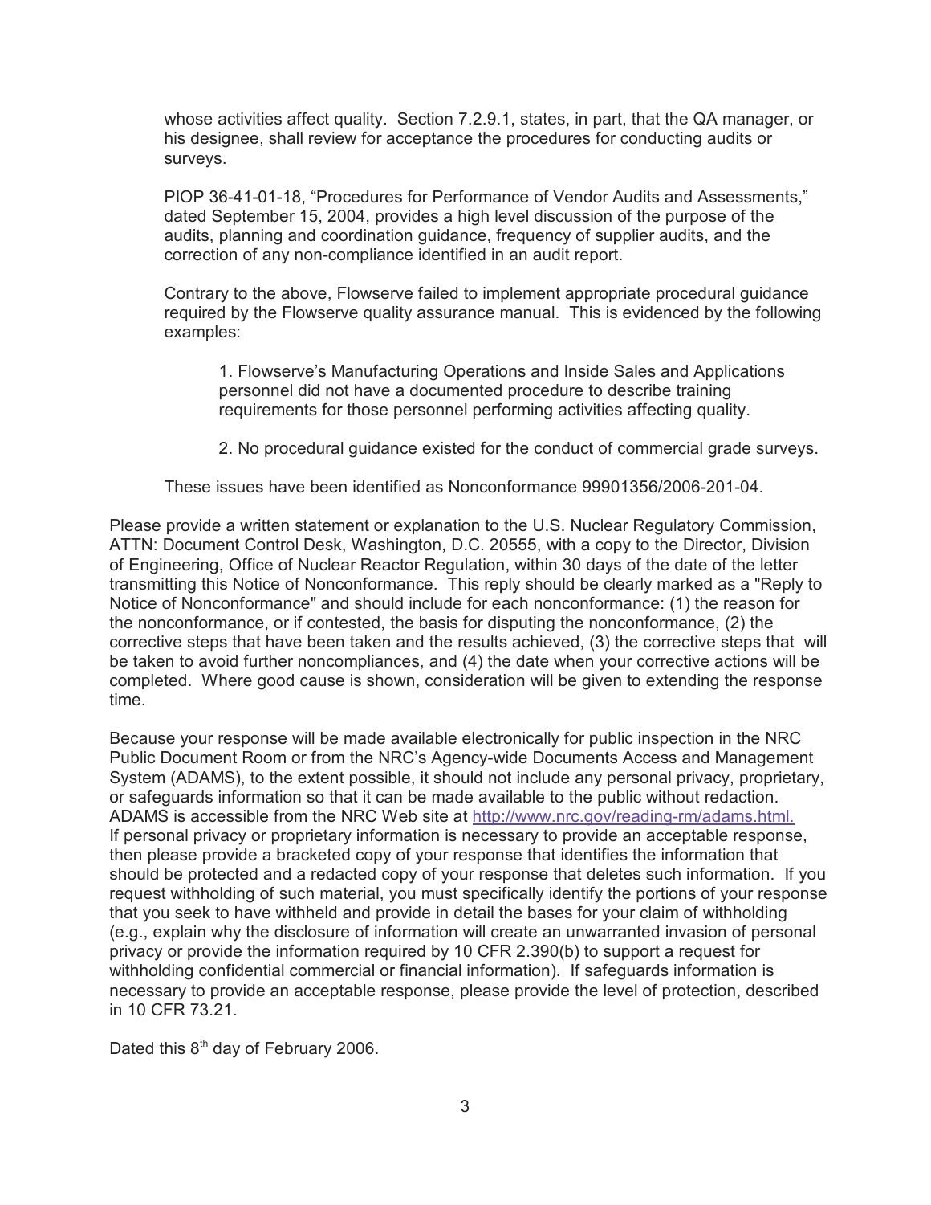whose activities affect quality. Section 7.2.9.1, states, in part, that the QA manager, or his designee, shall review for acceptance the procedures for conducting audits or surveys.

PIOP 36-41-01-18, "Procedures for Performance of Vendor Audits and Assessments," dated September 15, 2004, provides a high level discussion of the purpose of the audits, planning and coordination guidance, frequency of supplier audits, and the correction of any non-compliance identified in an audit report.

Contrary to the above, Flowserve failed to implement appropriate procedural guidance required by the Flowserve quality assurance manual. This is evidenced by the following examples:

1. Flowserve's Manufacturing Operations and Inside Sales and Applications personnel did not have a documented procedure to describe training requirements for those personnel performing activities affecting quality.

2. No procedural guidance existed for the conduct of commercial grade surveys.

These issues have been identified as Nonconformance 99901356/2006-201-04.

Please provide a written statement or explanation to the U.S. Nuclear Regulatory Commission, ATTN: Document Control Desk, Washington, D.C. 20555, with a copy to the Director, Division of Engineering, Office of Nuclear Reactor Regulation, within 30 days of the date of the letter transmitting this Notice of Nonconformance. This reply should be clearly marked as a "Reply to Notice of Nonconformance" and should include for each nonconformance: (1) the reason for the nonconformance, or if contested, the basis for disputing the nonconformance, (2) the corrective steps that have been taken and the results achieved, (3) the corrective steps that will be taken to avoid further noncompliances, and (4) the date when your corrective actions will be completed. Where good cause is shown, consideration will be given to extending the response time.

Because your response will be made available electronically for public inspection in the NRC Public Document Room or from the NRC's Agency-wide Documents Access and Management System (ADAMS), to the extent possible, it should not include any personal privacy, proprietary, or safeguards information so that it can be made available to the public without redaction. ADAMS is accessible from the NRC Web site at http://www.nrc.gov/reading-rm/adams.html. If personal privacy or proprietary information is necessary to provide an acceptable response, then please provide a bracketed copy of your response that identifies the information that should be protected and a redacted copy of your response that deletes such information. If you request withholding of such material, you must specifically identify the portions of your response that you seek to have withheld and provide in detail the bases for your claim of withholding (e.g., explain why the disclosure of information will create an unwarranted invasion of personal privacy or provide the information required by 10 CFR 2.390(b) to support a request for withholding confidential commercial or financial information). If safeguards information is necessary to provide an acceptable response, please provide the level of protection, described in 10 CFR 73.21.

Dated this 8th day of February 2006.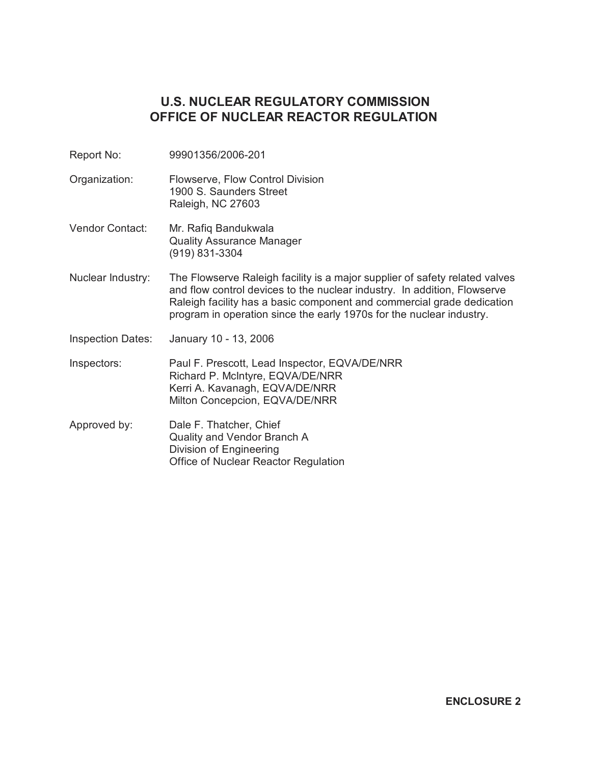# U.S. NUCLEAR REGULATORY COMMISSION
# OFFICE OF NUCLEAR REACTOR REGULATION

| | |
|---|---|
| Report No: | 99901356/2006-201 |
| Organization: | Flowserve, Flow Control Division<br>1900 S. Saunders Street<br>Raleigh, NC 27603 |
| Vendor Contact: | Mr. Rafiq Bandukwala<br>Quality Assurance Manager<br>(919) 831-3304 |
| Nuclear Industry: | The Flowserve Raleigh facility is a major supplier of safety related valves and flow control devices to the nuclear industry. In addition, Flowserve Raleigh facility has a basic component and commercial grade dedication program in operation since the early 1970s for the nuclear industry. |
| Inspection Dates: | January 10 - 13, 2006 |
| Inspectors: | Paul F. Prescott, Lead Inspector, EQVA/DE/NRR<br>Richard P. McIntyre, EQVA/DE/NRR<br>Kerri A. Kavanagh, EQVA/DE/NRR<br>Milton Concepcion, EQVA/DE/NRR |
| Approved by: | Dale F. Thatcher, Chief<br>Quality and Vendor Branch A<br>Division of Engineering<br>Office of Nuclear Reactor Regulation |

**ENCLOSURE 2**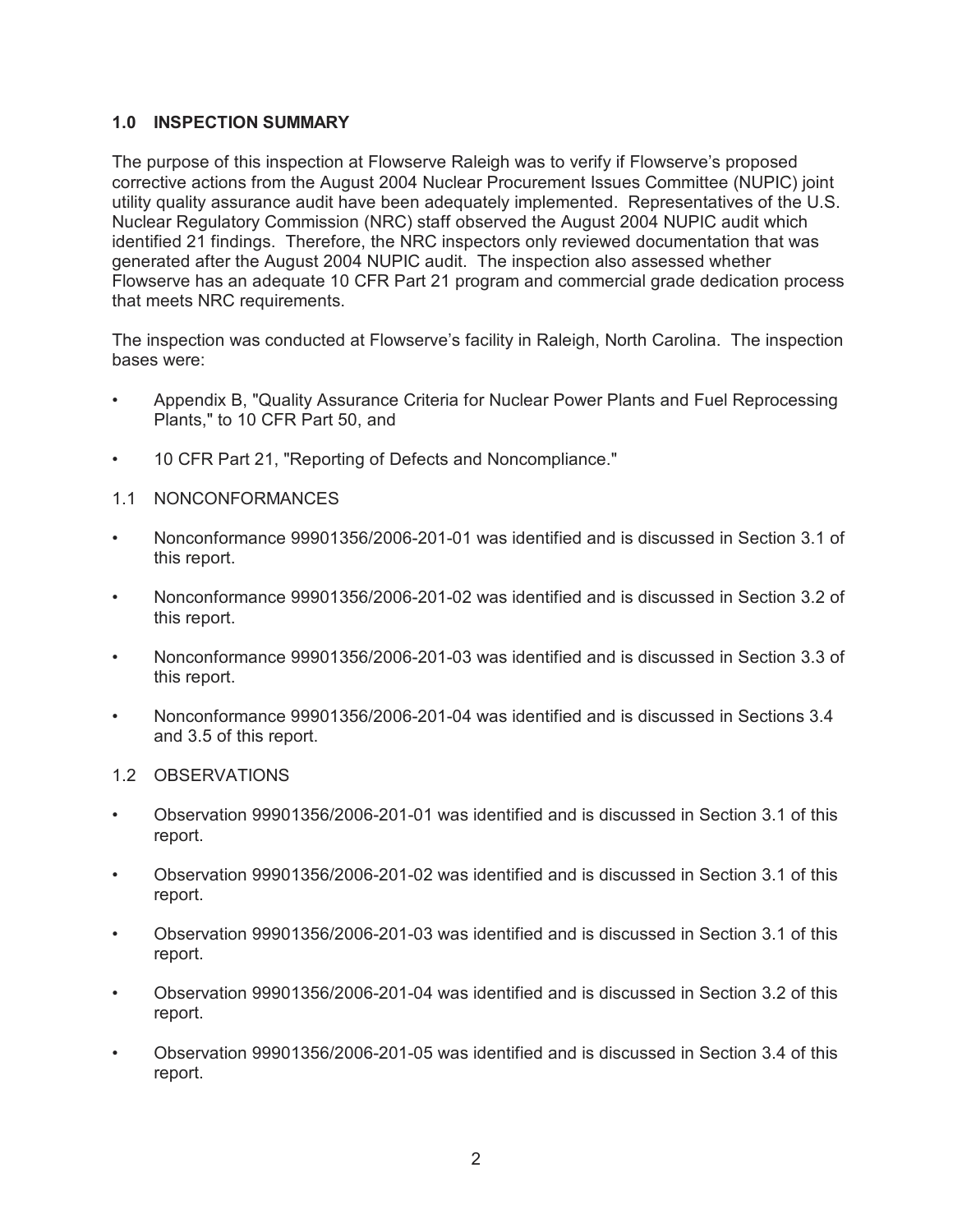## 1.0 INSPECTION SUMMARY

The purpose of this inspection at Flowserve Raleigh was to verify if Flowserve's proposed corrective actions from the August 2004 Nuclear Procurement Issues Committee (NUPIC) joint utility quality assurance audit have been adequately implemented. Representatives of the U.S. Nuclear Regulatory Commission (NRC) staff observed the August 2004 NUPIC audit which identified 21 findings. Therefore, the NRC inspectors only reviewed documentation that was generated after the August 2004 NUPIC audit. The inspection also assessed whether Flowserve has an adequate 10 CFR Part 21 program and commercial grade dedication process that meets NRC requirements.

The inspection was conducted at Flowserve's facility in Raleigh, North Carolina. The inspection bases were:

- Appendix B, "Quality Assurance Criteria for Nuclear Power Plants and Fuel Reprocessing Plants," to 10 CFR Part 50, and
- 10 CFR Part 21, "Reporting of Defects and Noncompliance."

### 1.1 NONCONFORMANCES

- Nonconformance 99901356/2006-201-01 was identified and is discussed in Section 3.1 of this report.
- Nonconformance 99901356/2006-201-02 was identified and is discussed in Section 3.2 of this report.
- Nonconformance 99901356/2006-201-03 was identified and is discussed in Section 3.3 of this report.
- Nonconformance 99901356/2006-201-04 was identified and is discussed in Sections 3.4 and 3.5 of this report.

### 1.2 OBSERVATIONS

- Observation 99901356/2006-201-01 was identified and is discussed in Section 3.1 of this report.
- Observation 99901356/2006-201-02 was identified and is discussed in Section 3.1 of this report.
- Observation 99901356/2006-201-03 was identified and is discussed in Section 3.1 of this report.
- Observation 99901356/2006-201-04 was identified and is discussed in Section 3.2 of this report.
- Observation 99901356/2006-201-05 was identified and is discussed in Section 3.4 of this report.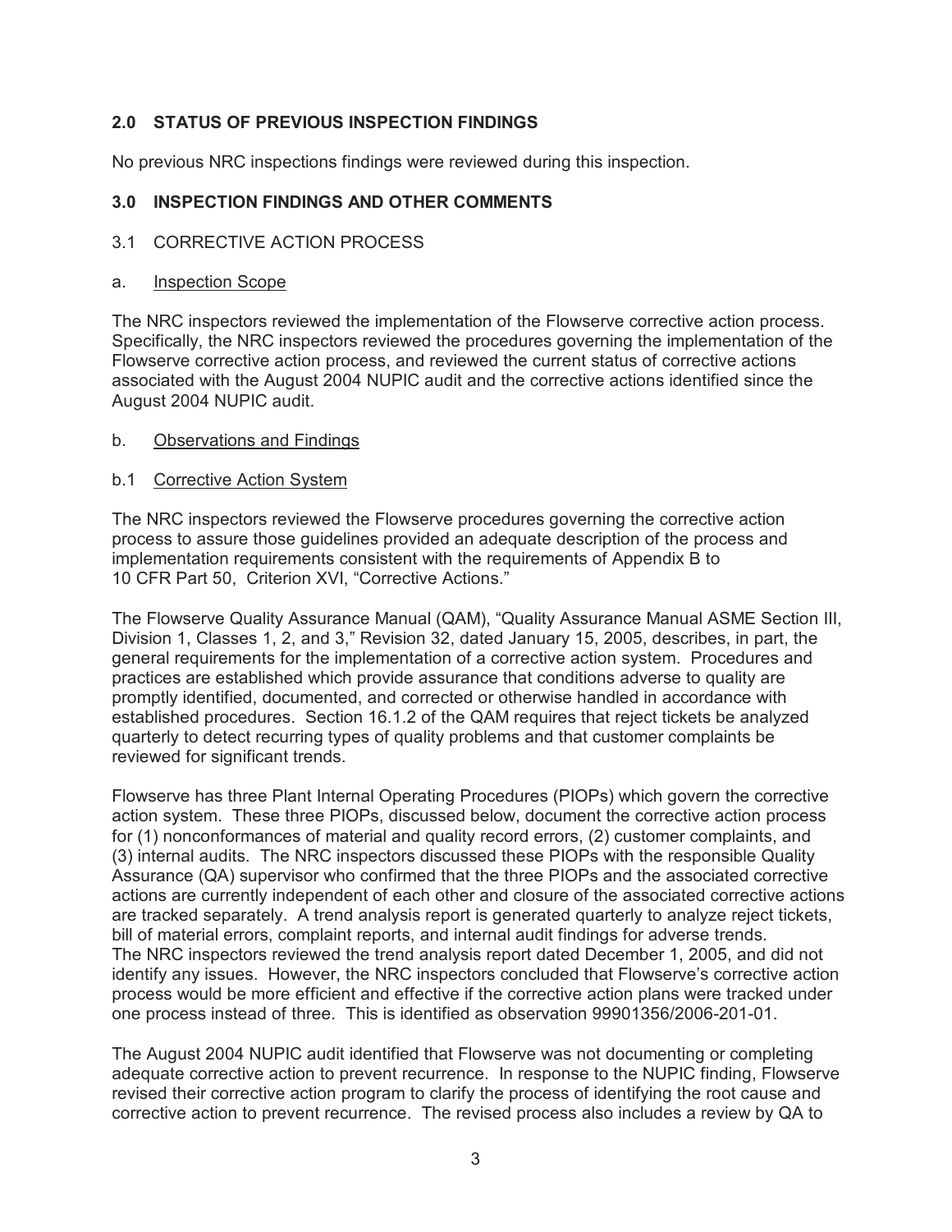## 2.0 STATUS OF PREVIOUS INSPECTION FINDINGS

No previous NRC inspections findings were reviewed during this inspection.

## 3.0 INSPECTION FINDINGS AND OTHER COMMENTS

### 3.1 CORRECTIVE ACTION PROCESS

a. Inspection Scope

The NRC inspectors reviewed the implementation of the Flowserve corrective action process. Specifically, the NRC inspectors reviewed the procedures governing the implementation of the Flowserve corrective action process, and reviewed the current status of corrective actions associated with the August 2004 NUPIC audit and the corrective actions identified since the August 2004 NUPIC audit.

b. Observations and Findings

b.1 Corrective Action System

The NRC inspectors reviewed the Flowserve procedures governing the corrective action process to assure those guidelines provided an adequate description of the process and implementation requirements consistent with the requirements of Appendix B to 10 CFR Part 50, Criterion XVI, "Corrective Actions."

The Flowserve Quality Assurance Manual (QAM), "Quality Assurance Manual ASME Section III, Division 1, Classes 1, 2, and 3," Revision 32, dated January 15, 2005, describes, in part, the general requirements for the implementation of a corrective action system. Procedures and practices are established which provide assurance that conditions adverse to quality are promptly identified, documented, and corrected or otherwise handled in accordance with established procedures. Section 16.1.2 of the QAM requires that reject tickets be analyzed quarterly to detect recurring types of quality problems and that customer complaints be reviewed for significant trends.

Flowserve has three Plant Internal Operating Procedures (PIOPs) which govern the corrective action system. These three PIOPs, discussed below, document the corrective action process for (1) nonconformances of material and quality record errors, (2) customer complaints, and (3) internal audits. The NRC inspectors discussed these PIOPs with the responsible Quality Assurance (QA) supervisor who confirmed that the three PIOPs and the associated corrective actions are currently independent of each other and closure of the associated corrective actions are tracked separately. A trend analysis report is generated quarterly to analyze reject tickets, bill of material errors, complaint reports, and internal audit findings for adverse trends. The NRC inspectors reviewed the trend analysis report dated December 1, 2005, and did not identify any issues. However, the NRC inspectors concluded that Flowserve's corrective action process would be more efficient and effective if the corrective action plans were tracked under one process instead of three. This is identified as observation 99901356/2006-201-01.

The August 2004 NUPIC audit identified that Flowserve was not documenting or completing adequate corrective action to prevent recurrence. In response to the NUPIC finding, Flowserve revised their corrective action program to clarify the process of identifying the root cause and corrective action to prevent recurrence. The revised process also includes a review by QA to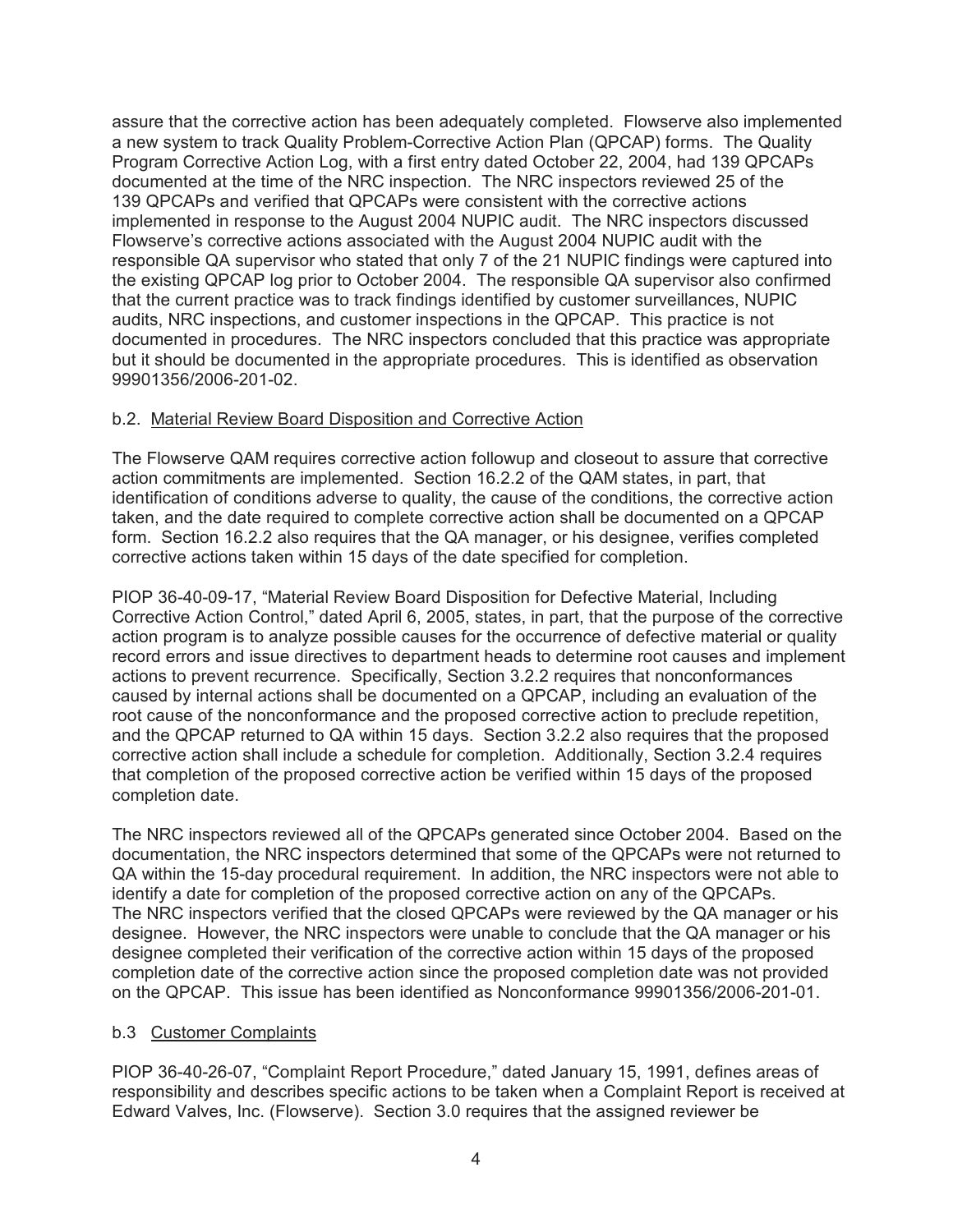assure that the corrective action has been adequately completed. Flowserve also implemented a new system to track Quality Problem-Corrective Action Plan (QPCAP) forms. The Quality Program Corrective Action Log, with a first entry dated October 22, 2004, had 139 QPCAPs documented at the time of the NRC inspection. The NRC inspectors reviewed 25 of the 139 QPCAPs and verified that QPCAPs were consistent with the corrective actions implemented in response to the August 2004 NUPIC audit. The NRC inspectors discussed Flowserve's corrective actions associated with the August 2004 NUPIC audit with the responsible QA supervisor who stated that only 7 of the 21 NUPIC findings were captured into the existing QPCAP log prior to October 2004. The responsible QA supervisor also confirmed that the current practice was to track findings identified by customer surveillances, NUPIC audits, NRC inspections, and customer inspections in the QPCAP. This practice is not documented in procedures. The NRC inspectors concluded that this practice was appropriate but it should be documented in the appropriate procedures. This is identified as observation 99901356/2006-201-02.

b.2. <u>Material Review Board Disposition and Corrective Action</u>

The Flowserve QAM requires corrective action followup and closeout to assure that corrective action commitments are implemented. Section 16.2.2 of the QAM states, in part, that identification of conditions adverse to quality, the cause of the conditions, the corrective action taken, and the date required to complete corrective action shall be documented on a QPCAP form. Section 16.2.2 also requires that the QA manager, or his designee, verifies completed corrective actions taken within 15 days of the date specified for completion.

PIOP 36-40-09-17, "Material Review Board Disposition for Defective Material, Including Corrective Action Control," dated April 6, 2005, states, in part, that the purpose of the corrective action program is to analyze possible causes for the occurrence of defective material or quality record errors and issue directives to department heads to determine root causes and implement actions to prevent recurrence. Specifically, Section 3.2.2 requires that nonconformances caused by internal actions shall be documented on a QPCAP, including an evaluation of the root cause of the nonconformance and the proposed corrective action to preclude repetition, and the QPCAP returned to QA within 15 days. Section 3.2.2 also requires that the proposed corrective action shall include a schedule for completion. Additionally, Section 3.2.4 requires that completion of the proposed corrective action be verified within 15 days of the proposed completion date.

The NRC inspectors reviewed all of the QPCAPs generated since October 2004. Based on the documentation, the NRC inspectors determined that some of the QPCAPs were not returned to QA within the 15-day procedural requirement. In addition, the NRC inspectors were not able to identify a date for completion of the proposed corrective action on any of the QPCAPs. The NRC inspectors verified that the closed QPCAPs were reviewed by the QA manager or his designee. However, the NRC inspectors were unable to conclude that the QA manager or his designee completed their verification of the corrective action within 15 days of the proposed completion date of the corrective action since the proposed completion date was not provided on the QPCAP. This issue has been identified as Nonconformance 99901356/2006-201-01.

b.3 <u>Customer Complaints</u>

PIOP 36-40-26-07, "Complaint Report Procedure," dated January 15, 1991, defines areas of responsibility and describes specific actions to be taken when a Complaint Report is received at Edward Valves, Inc. (Flowserve). Section 3.0 requires that the assigned reviewer be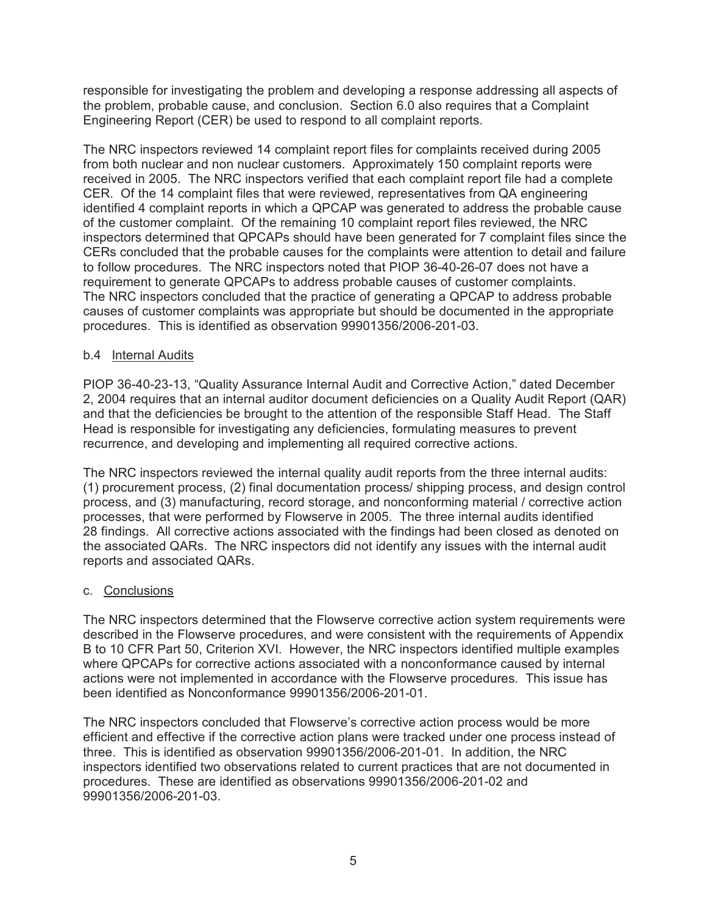responsible for investigating the problem and developing a response addressing all aspects of the problem, probable cause, and conclusion. Section 6.0 also requires that a Complaint Engineering Report (CER) be used to respond to all complaint reports.

The NRC inspectors reviewed 14 complaint report files for complaints received during 2005 from both nuclear and non nuclear customers. Approximately 150 complaint reports were received in 2005. The NRC inspectors verified that each complaint report file had a complete CER. Of the 14 complaint files that were reviewed, representatives from QA engineering identified 4 complaint reports in which a QPCAP was generated to address the probable cause of the customer complaint. Of the remaining 10 complaint report files reviewed, the NRC inspectors determined that QPCAPs should have been generated for 7 complaint files since the CERs concluded that the probable causes for the complaints were attention to detail and failure to follow procedures. The NRC inspectors noted that PIOP 36-40-26-07 does not have a requirement to generate QPCAPs to address probable causes of customer complaints. The NRC inspectors concluded that the practice of generating a QPCAP to address probable causes of customer complaints was appropriate but should be documented in the appropriate procedures. This is identified as observation 99901356/2006-201-03.

b.4 Internal Audits

PIOP 36-40-23-13, "Quality Assurance Internal Audit and Corrective Action," dated December 2, 2004 requires that an internal auditor document deficiencies on a Quality Audit Report (QAR) and that the deficiencies be brought to the attention of the responsible Staff Head. The Staff Head is responsible for investigating any deficiencies, formulating measures to prevent recurrence, and developing and implementing all required corrective actions.

The NRC inspectors reviewed the internal quality audit reports from the three internal audits: (1) procurement process, (2) final documentation process/ shipping process, and design control process, and (3) manufacturing, record storage, and nonconforming material / corrective action processes, that were performed by Flowserve in 2005. The three internal audits identified 28 findings. All corrective actions associated with the findings had been closed as denoted on the associated QARs. The NRC inspectors did not identify any issues with the internal audit reports and associated QARs.

c. Conclusions

The NRC inspectors determined that the Flowserve corrective action system requirements were described in the Flowserve procedures, and were consistent with the requirements of Appendix B to 10 CFR Part 50, Criterion XVI. However, the NRC inspectors identified multiple examples where QPCAPs for corrective actions associated with a nonconformance caused by internal actions were not implemented in accordance with the Flowserve procedures. This issue has been identified as Nonconformance 99901356/2006-201-01.

The NRC inspectors concluded that Flowserve's corrective action process would be more efficient and effective if the corrective action plans were tracked under one process instead of three. This is identified as observation 99901356/2006-201-01. In addition, the NRC inspectors identified two observations related to current practices that are not documented in procedures. These are identified as observations 99901356/2006-201-02 and 99901356/2006-201-03.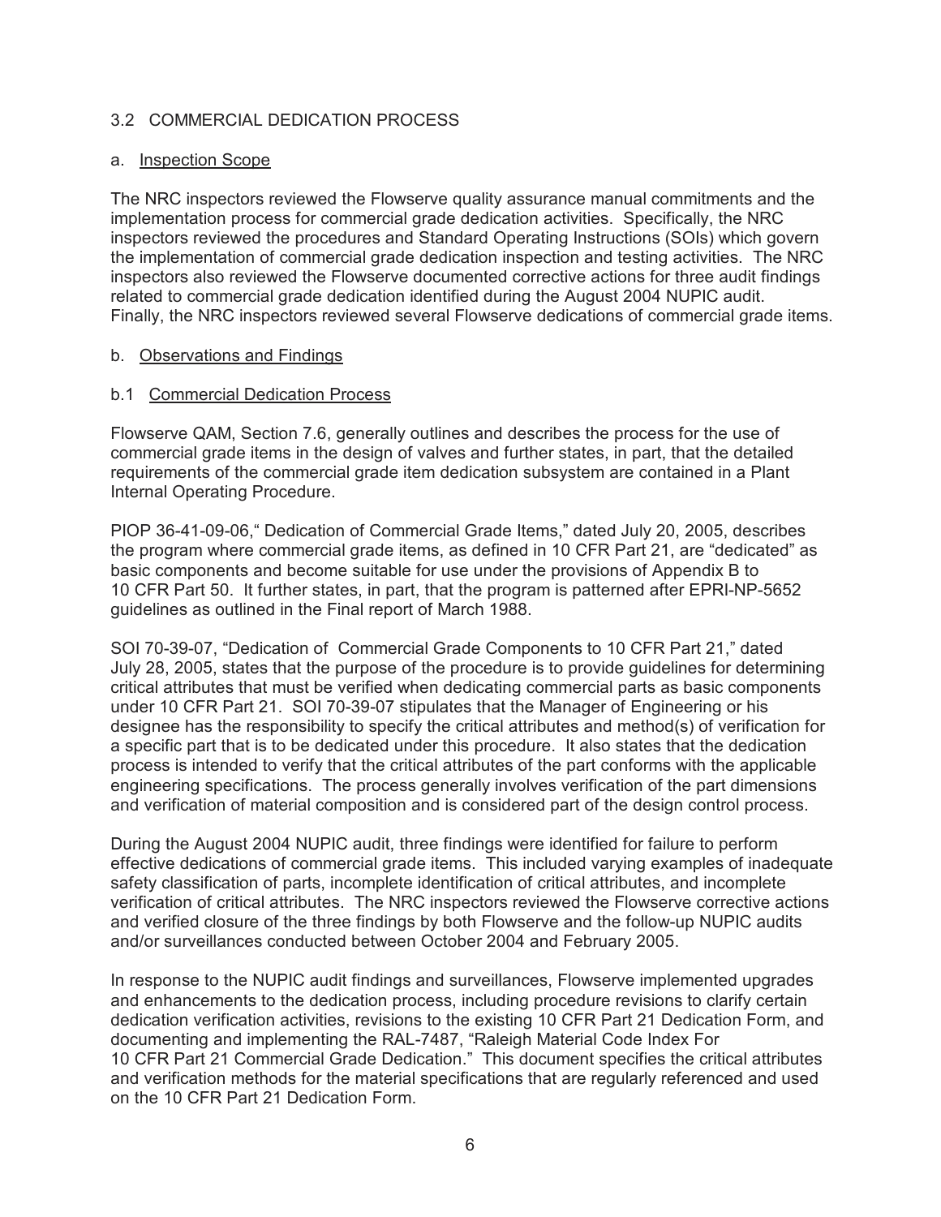### 3.2 COMMERCIAL DEDICATION PROCESS

a. Inspection Scope

The NRC inspectors reviewed the Flowserve quality assurance manual commitments and the implementation process for commercial grade dedication activities. Specifically, the NRC inspectors reviewed the procedures and Standard Operating Instructions (SOIs) which govern the implementation of commercial grade dedication inspection and testing activities. The NRC inspectors also reviewed the Flowserve documented corrective actions for three audit findings related to commercial grade dedication identified during the August 2004 NUPIC audit. Finally, the NRC inspectors reviewed several Flowserve dedications of commercial grade items.

b. Observations and Findings

b.1 Commercial Dedication Process

Flowserve QAM, Section 7.6, generally outlines and describes the process for the use of commercial grade items in the design of valves and further states, in part, that the detailed requirements of the commercial grade item dedication subsystem are contained in a Plant Internal Operating Procedure.

PIOP 36-41-09-06," Dedication of Commercial Grade Items," dated July 20, 2005, describes the program where commercial grade items, as defined in 10 CFR Part 21, are "dedicated" as basic components and become suitable for use under the provisions of Appendix B to 10 CFR Part 50. It further states, in part, that the program is patterned after EPRI-NP-5652 guidelines as outlined in the Final report of March 1988.

SOI 70-39-07, "Dedication of Commercial Grade Components to 10 CFR Part 21," dated July 28, 2005, states that the purpose of the procedure is to provide guidelines for determining critical attributes that must be verified when dedicating commercial parts as basic components under 10 CFR Part 21. SOI 70-39-07 stipulates that the Manager of Engineering or his designee has the responsibility to specify the critical attributes and method(s) of verification for a specific part that is to be dedicated under this procedure. It also states that the dedication process is intended to verify that the critical attributes of the part conforms with the applicable engineering specifications. The process generally involves verification of the part dimensions and verification of material composition and is considered part of the design control process.

During the August 2004 NUPIC audit, three findings were identified for failure to perform effective dedications of commercial grade items. This included varying examples of inadequate safety classification of parts, incomplete identification of critical attributes, and incomplete verification of critical attributes. The NRC inspectors reviewed the Flowserve corrective actions and verified closure of the three findings by both Flowserve and the follow-up NUPIC audits and/or surveillances conducted between October 2004 and February 2005.

In response to the NUPIC audit findings and surveillances, Flowserve implemented upgrades and enhancements to the dedication process, including procedure revisions to clarify certain dedication verification activities, revisions to the existing 10 CFR Part 21 Dedication Form, and documenting and implementing the RAL-7487, "Raleigh Material Code Index For 10 CFR Part 21 Commercial Grade Dedication." This document specifies the critical attributes and verification methods for the material specifications that are regularly referenced and used on the 10 CFR Part 21 Dedication Form.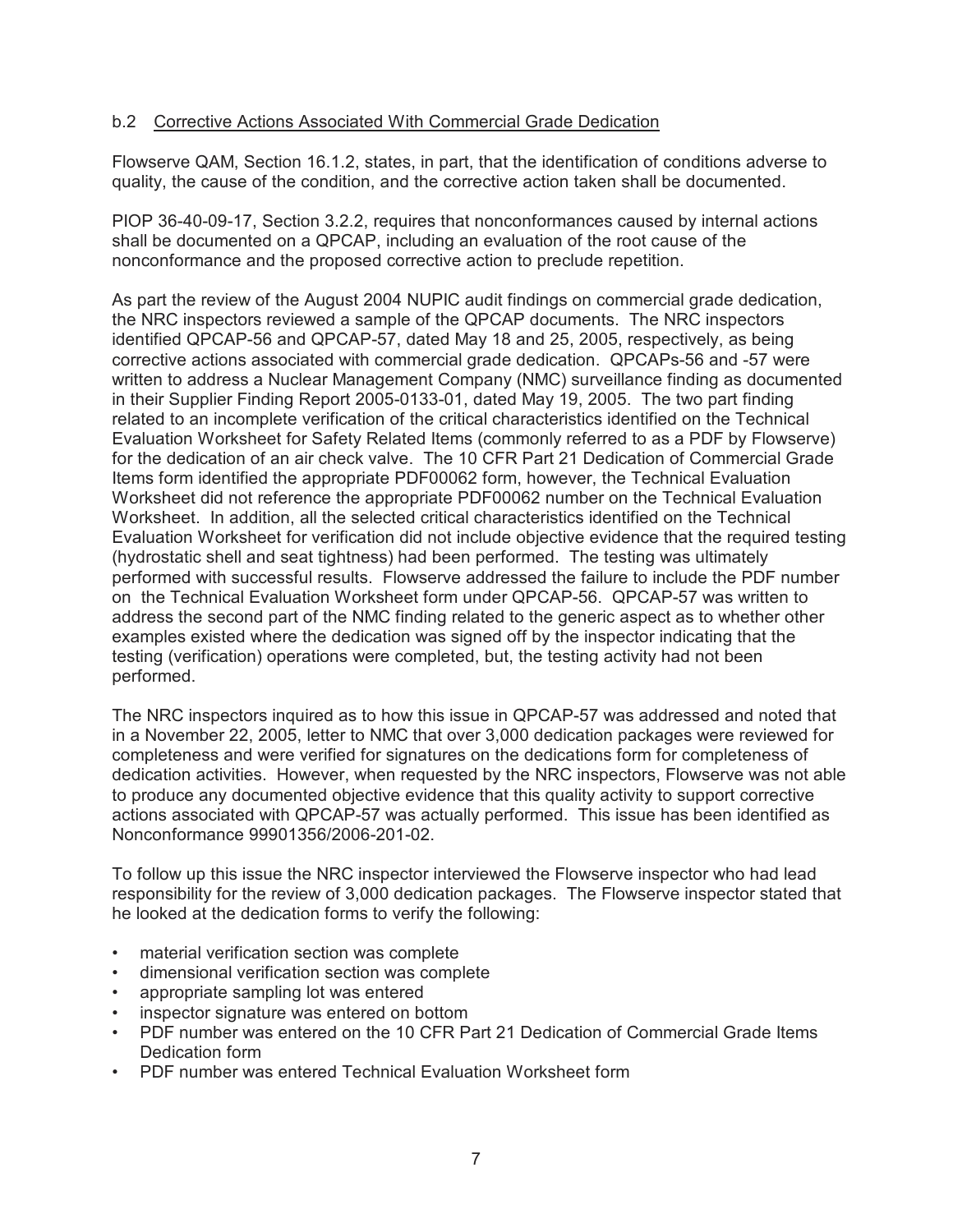b.2 Corrective Actions Associated With Commercial Grade Dedication

Flowserve QAM, Section 16.1.2, states, in part, that the identification of conditions adverse to quality, the cause of the condition, and the corrective action taken shall be documented.

PIOP 36-40-09-17, Section 3.2.2, requires that nonconformances caused by internal actions shall be documented on a QPCAP, including an evaluation of the root cause of the nonconformance and the proposed corrective action to preclude repetition.

As part the review of the August 2004 NUPIC audit findings on commercial grade dedication, the NRC inspectors reviewed a sample of the QPCAP documents. The NRC inspectors identified QPCAP-56 and QPCAP-57, dated May 18 and 25, 2005, respectively, as being corrective actions associated with commercial grade dedication. QPCAPs-56 and -57 were written to address a Nuclear Management Company (NMC) surveillance finding as documented in their Supplier Finding Report 2005-0133-01, dated May 19, 2005. The two part finding related to an incomplete verification of the critical characteristics identified on the Technical Evaluation Worksheet for Safety Related Items (commonly referred to as a PDF by Flowserve) for the dedication of an air check valve. The 10 CFR Part 21 Dedication of Commercial Grade Items form identified the appropriate PDF00062 form, however, the Technical Evaluation Worksheet did not reference the appropriate PDF00062 number on the Technical Evaluation Worksheet. In addition, all the selected critical characteristics identified on the Technical Evaluation Worksheet for verification did not include objective evidence that the required testing (hydrostatic shell and seat tightness) had been performed. The testing was ultimately performed with successful results. Flowserve addressed the failure to include the PDF number on the Technical Evaluation Worksheet form under QPCAP-56. QPCAP-57 was written to address the second part of the NMC finding related to the generic aspect as to whether other examples existed where the dedication was signed off by the inspector indicating that the testing (verification) operations were completed, but, the testing activity had not been performed.

The NRC inspectors inquired as to how this issue in QPCAP-57 was addressed and noted that in a November 22, 2005, letter to NMC that over 3,000 dedication packages were reviewed for completeness and were verified for signatures on the dedications form for completeness of dedication activities. However, when requested by the NRC inspectors, Flowserve was not able to produce any documented objective evidence that this quality activity to support corrective actions associated with QPCAP-57 was actually performed. This issue has been identified as Nonconformance 99901356/2006-201-02.

To follow up this issue the NRC inspector interviewed the Flowserve inspector who had lead responsibility for the review of 3,000 dedication packages. The Flowserve inspector stated that he looked at the dedication forms to verify the following:

- material verification section was complete
- dimensional verification section was complete
- appropriate sampling lot was entered
- inspector signature was entered on bottom
- PDF number was entered on the 10 CFR Part 21 Dedication of Commercial Grade Items Dedication form
- PDF number was entered Technical Evaluation Worksheet form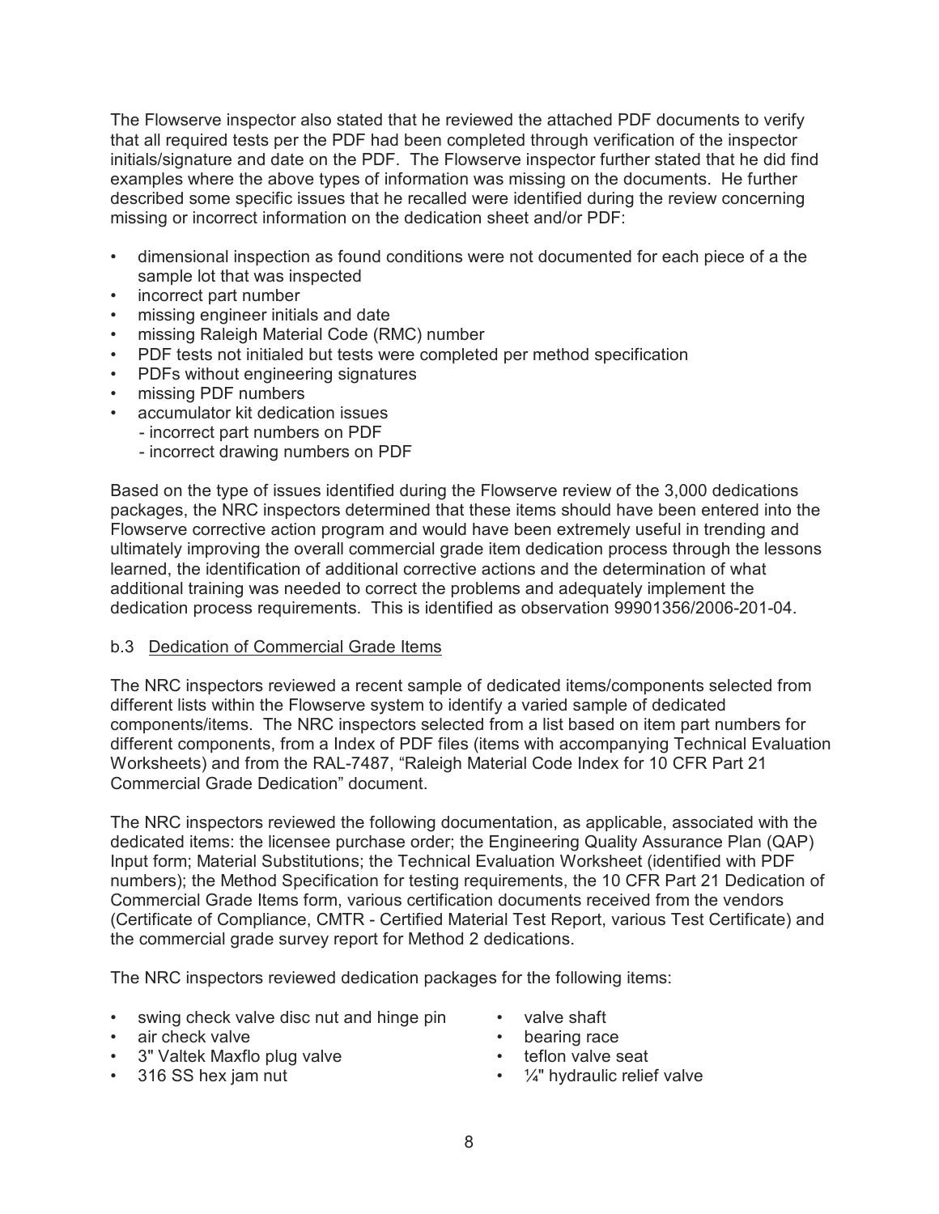The Flowserve inspector also stated that he reviewed the attached PDF documents to verify that all required tests per the PDF had been completed through verification of the inspector initials/signature and date on the PDF. The Flowserve inspector further stated that he did find examples where the above types of information was missing on the documents. He further described some specific issues that he recalled were identified during the review concerning missing or incorrect information on the dedication sheet and/or PDF:

- dimensional inspection as found conditions were not documented for each piece of a the sample lot that was inspected
- incorrect part number
- missing engineer initials and date
- missing Raleigh Material Code (RMC) number
- PDF tests not initialed but tests were completed per method specification
- PDFs without engineering signatures
- missing PDF numbers
- accumulator kit dedication issues
  - incorrect part numbers on PDF
  - incorrect drawing numbers on PDF

Based on the type of issues identified during the Flowserve review of the 3,000 dedications packages, the NRC inspectors determined that these items should have been entered into the Flowserve corrective action program and would have been extremely useful in trending and ultimately improving the overall commercial grade item dedication process through the lessons learned, the identification of additional corrective actions and the determination of what additional training was needed to correct the problems and adequately implement the dedication process requirements. This is identified as observation 99901356/2006-201-04.

b.3 Dedication of Commercial Grade Items

The NRC inspectors reviewed a recent sample of dedicated items/components selected from different lists within the Flowserve system to identify a varied sample of dedicated components/items. The NRC inspectors selected from a list based on item part numbers for different components, from a Index of PDF files (items with accompanying Technical Evaluation Worksheets) and from the RAL-7487, "Raleigh Material Code Index for 10 CFR Part 21 Commercial Grade Dedication" document.

The NRC inspectors reviewed the following documentation, as applicable, associated with the dedicated items: the licensee purchase order; the Engineering Quality Assurance Plan (QAP) Input form; Material Substitutions; the Technical Evaluation Worksheet (identified with PDF numbers); the Method Specification for testing requirements, the 10 CFR Part 21 Dedication of Commercial Grade Items form, various certification documents received from the vendors (Certificate of Compliance, CMTR - Certified Material Test Report, various Test Certificate) and the commercial grade survey report for Method 2 dedications.

The NRC inspectors reviewed dedication packages for the following items:

- swing check valve disc nut and hinge pin
- air check valve
- 3" Valtek Maxflo plug valve
- 316 SS hex jam nut
- valve shaft
- bearing race
- teflon valve seat
- ¼" hydraulic relief valve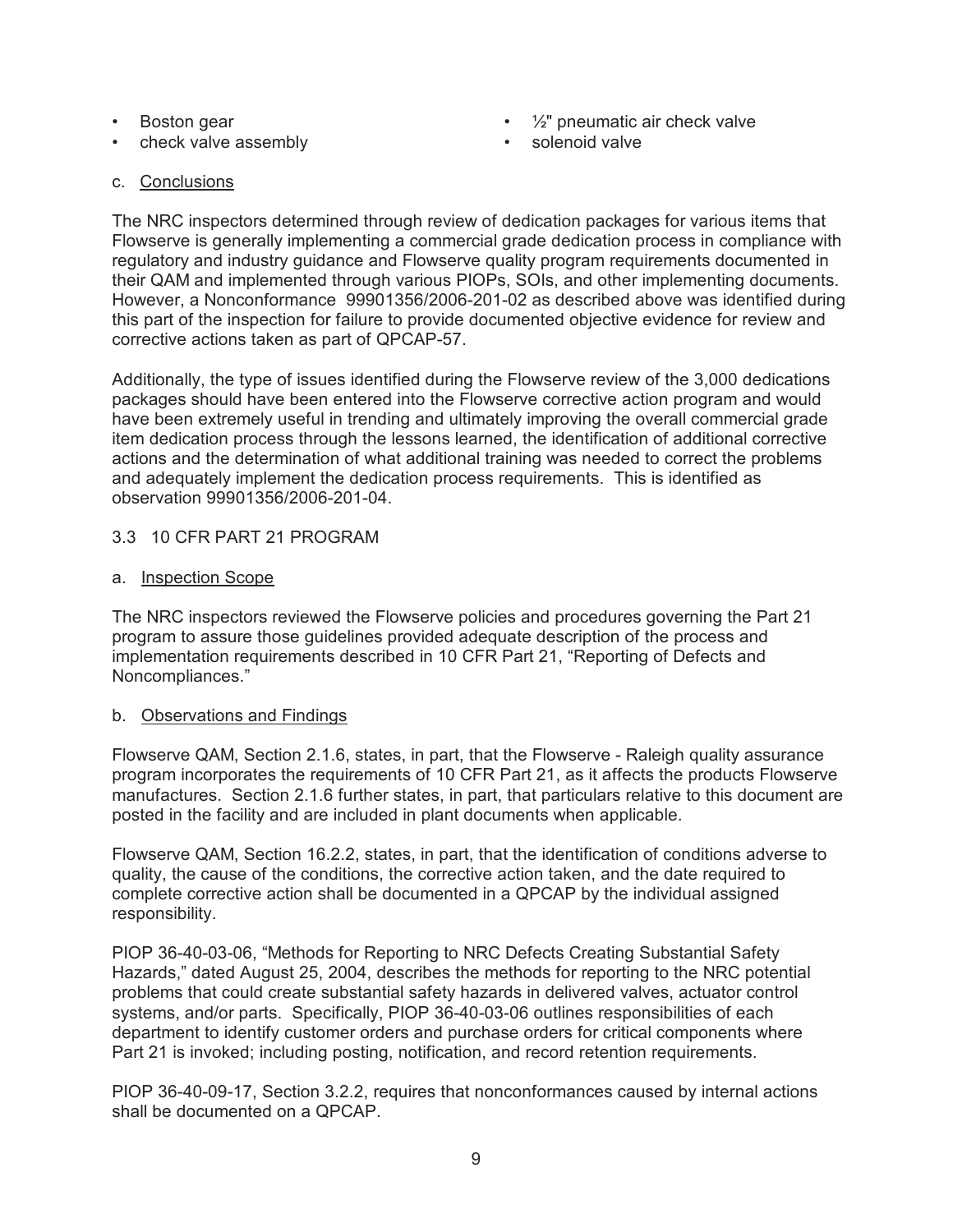- Boston gear
- check valve assembly
- ½" pneumatic air check valve
- solenoid valve

c. Conclusions

The NRC inspectors determined through review of dedication packages for various items that Flowserve is generally implementing a commercial grade dedication process in compliance with regulatory and industry guidance and Flowserve quality program requirements documented in their QAM and implemented through various PIOPs, SOIs, and other implementing documents. However, a Nonconformance 99901356/2006-201-02 as described above was identified during this part of the inspection for failure to provide documented objective evidence for review and corrective actions taken as part of QPCAP-57.

Additionally, the type of issues identified during the Flowserve review of the 3,000 dedications packages should have been entered into the Flowserve corrective action program and would have been extremely useful in trending and ultimately improving the overall commercial grade item dedication process through the lessons learned, the identification of additional corrective actions and the determination of what additional training was needed to correct the problems and adequately implement the dedication process requirements. This is identified as observation 99901356/2006-201-04.

## 3.3 10 CFR PART 21 PROGRAM

a. Inspection Scope

The NRC inspectors reviewed the Flowserve policies and procedures governing the Part 21 program to assure those guidelines provided adequate description of the process and implementation requirements described in 10 CFR Part 21, "Reporting of Defects and Noncompliances."

b. Observations and Findings

Flowserve QAM, Section 2.1.6, states, in part, that the Flowserve - Raleigh quality assurance program incorporates the requirements of 10 CFR Part 21, as it affects the products Flowserve manufactures. Section 2.1.6 further states, in part, that particulars relative to this document are posted in the facility and are included in plant documents when applicable.

Flowserve QAM, Section 16.2.2, states, in part, that the identification of conditions adverse to quality, the cause of the conditions, the corrective action taken, and the date required to complete corrective action shall be documented in a QPCAP by the individual assigned responsibility.

PIOP 36-40-03-06, "Methods for Reporting to NRC Defects Creating Substantial Safety Hazards," dated August 25, 2004, describes the methods for reporting to the NRC potential problems that could create substantial safety hazards in delivered valves, actuator control systems, and/or parts. Specifically, PIOP 36-40-03-06 outlines responsibilities of each department to identify customer orders and purchase orders for critical components where Part 21 is invoked; including posting, notification, and record retention requirements.

PIOP 36-40-09-17, Section 3.2.2, requires that nonconformances caused by internal actions shall be documented on a QPCAP.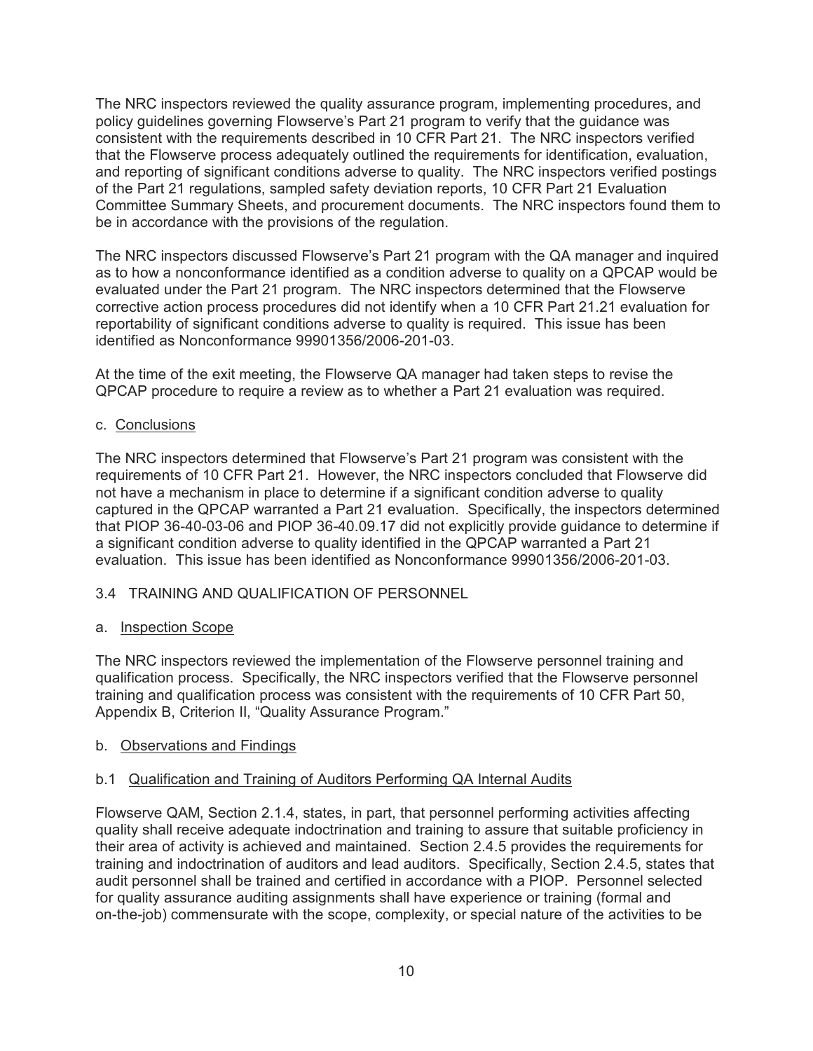The NRC inspectors reviewed the quality assurance program, implementing procedures, and policy guidelines governing Flowserve's Part 21 program to verify that the guidance was consistent with the requirements described in 10 CFR Part 21. The NRC inspectors verified that the Flowserve process adequately outlined the requirements for identification, evaluation, and reporting of significant conditions adverse to quality. The NRC inspectors verified postings of the Part 21 regulations, sampled safety deviation reports, 10 CFR Part 21 Evaluation Committee Summary Sheets, and procurement documents. The NRC inspectors found them to be in accordance with the provisions of the regulation.

The NRC inspectors discussed Flowserve's Part 21 program with the QA manager and inquired as to how a nonconformance identified as a condition adverse to quality on a QPCAP would be evaluated under the Part 21 program. The NRC inspectors determined that the Flowserve corrective action process procedures did not identify when a 10 CFR Part 21.21 evaluation for reportability of significant conditions adverse to quality is required. This issue has been identified as Nonconformance 99901356/2006-201-03.

At the time of the exit meeting, the Flowserve QA manager had taken steps to revise the QPCAP procedure to require a review as to whether a Part 21 evaluation was required.

c. Conclusions

The NRC inspectors determined that Flowserve's Part 21 program was consistent with the requirements of 10 CFR Part 21. However, the NRC inspectors concluded that Flowserve did not have a mechanism in place to determine if a significant condition adverse to quality captured in the QPCAP warranted a Part 21 evaluation. Specifically, the inspectors determined that PIOP 36-40-03-06 and PIOP 36-40.09.17 did not explicitly provide guidance to determine if a significant condition adverse to quality identified in the QPCAP warranted a Part 21 evaluation. This issue has been identified as Nonconformance 99901356/2006-201-03.

## 3.4 TRAINING AND QUALIFICATION OF PERSONNEL

a. Inspection Scope

The NRC inspectors reviewed the implementation of the Flowserve personnel training and qualification process. Specifically, the NRC inspectors verified that the Flowserve personnel training and qualification process was consistent with the requirements of 10 CFR Part 50, Appendix B, Criterion II, "Quality Assurance Program."

b. Observations and Findings

b.1 Qualification and Training of Auditors Performing QA Internal Audits

Flowserve QAM, Section 2.1.4, states, in part, that personnel performing activities affecting quality shall receive adequate indoctrination and training to assure that suitable proficiency in their area of activity is achieved and maintained. Section 2.4.5 provides the requirements for training and indoctrination of auditors and lead auditors. Specifically, Section 2.4.5, states that audit personnel shall be trained and certified in accordance with a PIOP. Personnel selected for quality assurance auditing assignments shall have experience or training (formal and on-the-job) commensurate with the scope, complexity, or special nature of the activities to be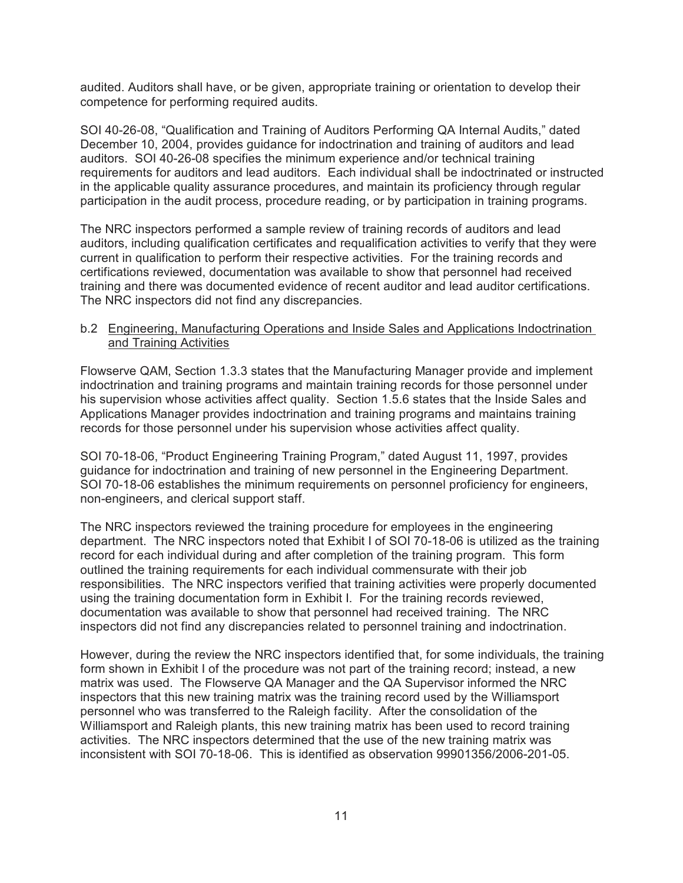audited. Auditors shall have, or be given, appropriate training or orientation to develop their competence for performing required audits.

SOI 40-26-08, "Qualification and Training of Auditors Performing QA Internal Audits," dated December 10, 2004, provides guidance for indoctrination and training of auditors and lead auditors. SOI 40-26-08 specifies the minimum experience and/or technical training requirements for auditors and lead auditors. Each individual shall be indoctrinated or instructed in the applicable quality assurance procedures, and maintain its proficiency through regular participation in the audit process, procedure reading, or by participation in training programs.

The NRC inspectors performed a sample review of training records of auditors and lead auditors, including qualification certificates and requalification activities to verify that they were current in qualification to perform their respective activities. For the training records and certifications reviewed, documentation was available to show that personnel had received training and there was documented evidence of recent auditor and lead auditor certifications. The NRC inspectors did not find any discrepancies.

b.2 <u>Engineering, Manufacturing Operations and Inside Sales and Applications Indoctrination and Training Activities</u>

Flowserve QAM, Section 1.3.3 states that the Manufacturing Manager provide and implement indoctrination and training programs and maintain training records for those personnel under his supervision whose activities affect quality. Section 1.5.6 states that the Inside Sales and Applications Manager provides indoctrination and training programs and maintains training records for those personnel under his supervision whose activities affect quality.

SOI 70-18-06, "Product Engineering Training Program," dated August 11, 1997, provides guidance for indoctrination and training of new personnel in the Engineering Department. SOI 70-18-06 establishes the minimum requirements on personnel proficiency for engineers, non-engineers, and clerical support staff.

The NRC inspectors reviewed the training procedure for employees in the engineering department. The NRC inspectors noted that Exhibit I of SOI 70-18-06 is utilized as the training record for each individual during and after completion of the training program. This form outlined the training requirements for each individual commensurate with their job responsibilities. The NRC inspectors verified that training activities were properly documented using the training documentation form in Exhibit I. For the training records reviewed, documentation was available to show that personnel had received training. The NRC inspectors did not find any discrepancies related to personnel training and indoctrination.

However, during the review the NRC inspectors identified that, for some individuals, the training form shown in Exhibit I of the procedure was not part of the training record; instead, a new matrix was used. The Flowserve QA Manager and the QA Supervisor informed the NRC inspectors that this new training matrix was the training record used by the Williamsport personnel who was transferred to the Raleigh facility. After the consolidation of the Williamsport and Raleigh plants, this new training matrix has been used to record training activities. The NRC inspectors determined that the use of the new training matrix was inconsistent with SOI 70-18-06. This is identified as observation 99901356/2006-201-05.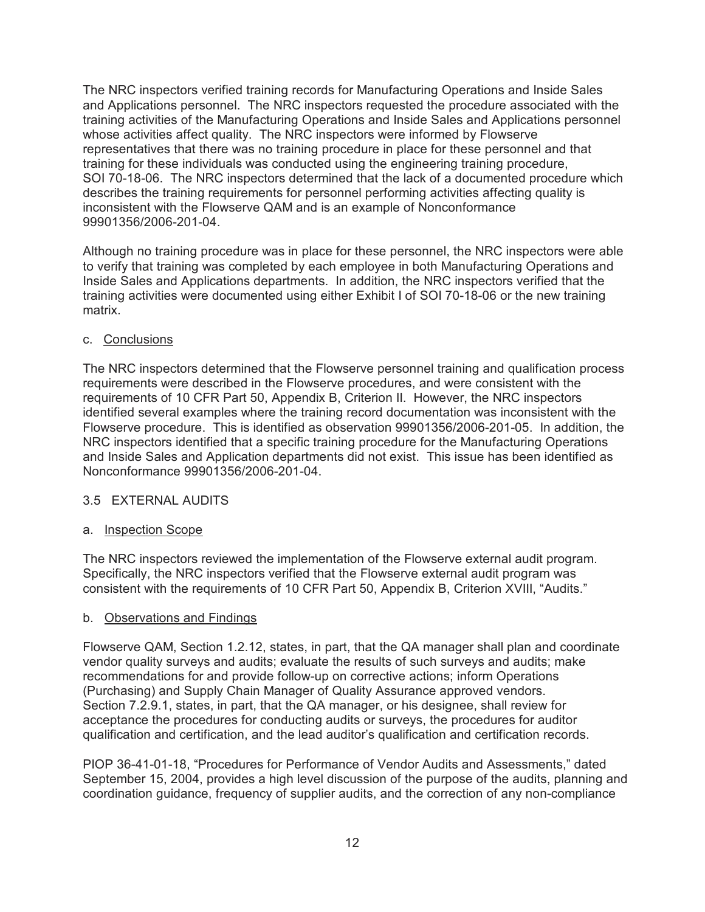The NRC inspectors verified training records for Manufacturing Operations and Inside Sales and Applications personnel. The NRC inspectors requested the procedure associated with the training activities of the Manufacturing Operations and Inside Sales and Applications personnel whose activities affect quality. The NRC inspectors were informed by Flowserve representatives that there was no training procedure in place for these personnel and that training for these individuals was conducted using the engineering training procedure, SOI 70-18-06. The NRC inspectors determined that the lack of a documented procedure which describes the training requirements for personnel performing activities affecting quality is inconsistent with the Flowserve QAM and is an example of Nonconformance 99901356/2006-201-04.

Although no training procedure was in place for these personnel, the NRC inspectors were able to verify that training was completed by each employee in both Manufacturing Operations and Inside Sales and Applications departments. In addition, the NRC inspectors verified that the training activities were documented using either Exhibit I of SOI 70-18-06 or the new training matrix.

c. <u>Conclusions</u>

The NRC inspectors determined that the Flowserve personnel training and qualification process requirements were described in the Flowserve procedures, and were consistent with the requirements of 10 CFR Part 50, Appendix B, Criterion II. However, the NRC inspectors identified several examples where the training record documentation was inconsistent with the Flowserve procedure. This is identified as observation 99901356/2006-201-05. In addition, the NRC inspectors identified that a specific training procedure for the Manufacturing Operations and Inside Sales and Application departments did not exist. This issue has been identified as Nonconformance 99901356/2006-201-04.

## 3.5 EXTERNAL AUDITS

a. <u>Inspection Scope</u>

The NRC inspectors reviewed the implementation of the Flowserve external audit program. Specifically, the NRC inspectors verified that the Flowserve external audit program was consistent with the requirements of 10 CFR Part 50, Appendix B, Criterion XVIII, "Audits."

b. <u>Observations and Findings</u>

Flowserve QAM, Section 1.2.12, states, in part, that the QA manager shall plan and coordinate vendor quality surveys and audits; evaluate the results of such surveys and audits; make recommendations for and provide follow-up on corrective actions; inform Operations (Purchasing) and Supply Chain Manager of Quality Assurance approved vendors. Section 7.2.9.1, states, in part, that the QA manager, or his designee, shall review for acceptance the procedures for conducting audits or surveys, the procedures for auditor qualification and certification, and the lead auditor's qualification and certification records.

PIOP 36-41-01-18, "Procedures for Performance of Vendor Audits and Assessments," dated September 15, 2004, provides a high level discussion of the purpose of the audits, planning and coordination guidance, frequency of supplier audits, and the correction of any non-compliance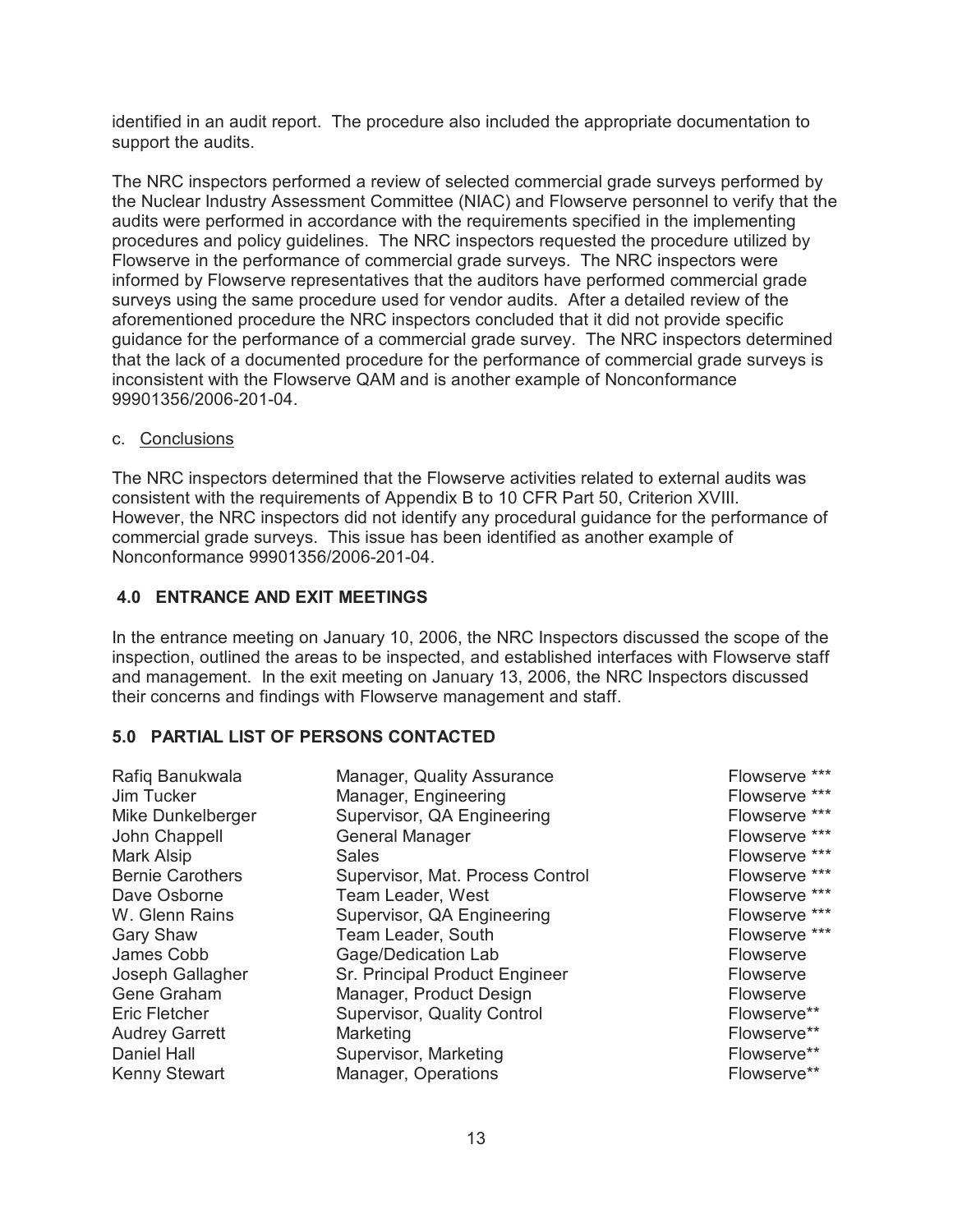identified in an audit report. The procedure also included the appropriate documentation to support the audits.

The NRC inspectors performed a review of selected commercial grade surveys performed by the Nuclear Industry Assessment Committee (NIAC) and Flowserve personnel to verify that the audits were performed in accordance with the requirements specified in the implementing procedures and policy guidelines. The NRC inspectors requested the procedure utilized by Flowserve in the performance of commercial grade surveys. The NRC inspectors were informed by Flowserve representatives that the auditors have performed commercial grade surveys using the same procedure used for vendor audits. After a detailed review of the aforementioned procedure the NRC inspectors concluded that it did not provide specific guidance for the performance of a commercial grade survey. The NRC inspectors determined that the lack of a documented procedure for the performance of commercial grade surveys is inconsistent with the Flowserve QAM and is another example of Nonconformance 99901356/2006-201-04.

c. Conclusions

The NRC inspectors determined that the Flowserve activities related to external audits was consistent with the requirements of Appendix B to 10 CFR Part 50, Criterion XVIII. However, the NRC inspectors did not identify any procedural guidance for the performance of commercial grade surveys. This issue has been identified as another example of Nonconformance 99901356/2006-201-04.

## 4.0 ENTRANCE AND EXIT MEETINGS

In the entrance meeting on January 10, 2006, the NRC Inspectors discussed the scope of the inspection, outlined the areas to be inspected, and established interfaces with Flowserve staff and management. In the exit meeting on January 13, 2006, the NRC Inspectors discussed their concerns and findings with Flowserve management and staff.

## 5.0 PARTIAL LIST OF PERSONS CONTACTED

| | | |
|---|---|---|
| Rafiq Banukwala | Manager, Quality Assurance | Flowserve *** |
| Jim Tucker | Manager, Engineering | Flowserve *** |
| Mike Dunkelberger | Supervisor, QA Engineering | Flowserve *** |
| John Chappell | General Manager | Flowserve *** |
| Mark Alsip | Sales | Flowserve *** |
| Bernie Carothers | Supervisor, Mat. Process Control | Flowserve *** |
| Dave Osborne | Team Leader, West | Flowserve *** |
| W. Glenn Rains | Supervisor, QA Engineering | Flowserve *** |
| Gary Shaw | Team Leader, South | Flowserve *** |
| James Cobb | Gage/Dedication Lab | Flowserve |
| Joseph Gallagher | Sr. Principal Product Engineer | Flowserve |
| Gene Graham | Manager, Product Design | Flowserve |
| Eric Fletcher | Supervisor, Quality Control | Flowserve** |
| Audrey Garrett | Marketing | Flowserve** |
| Daniel Hall | Supervisor, Marketing | Flowserve** |
| Kenny Stewart | Manager, Operations | Flowserve** |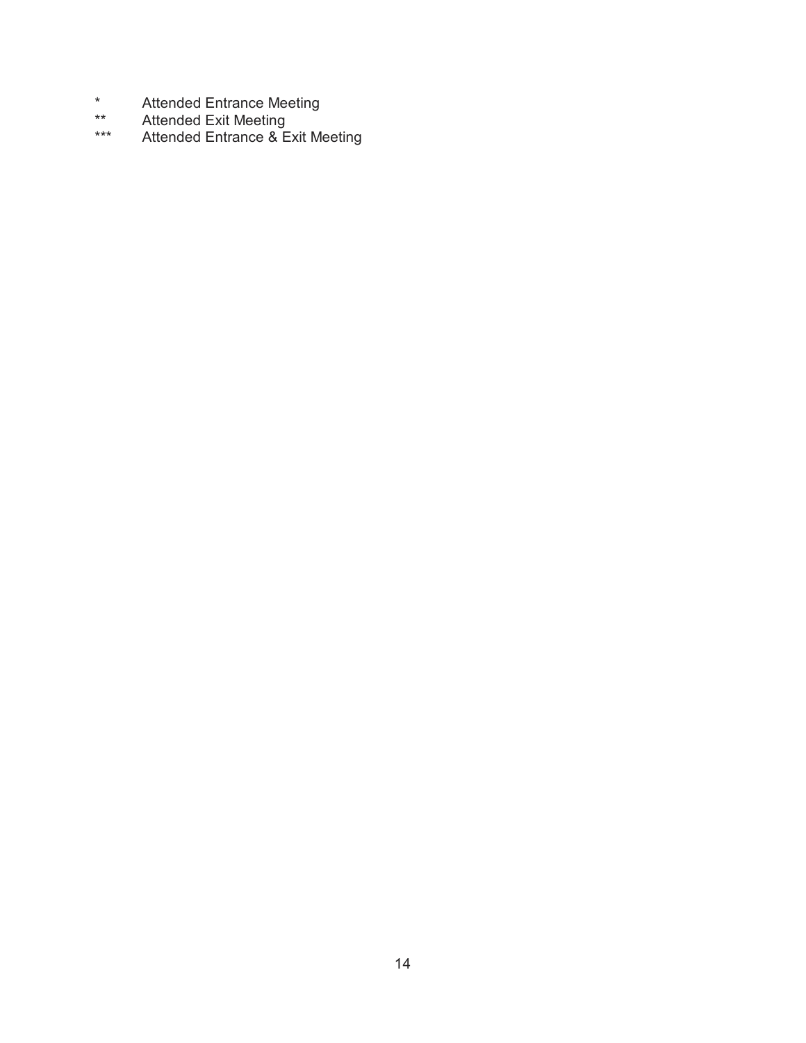*	Attended Entrance Meeting
**	Attended Exit Meeting
***	Attended Entrance & Exit Meeting